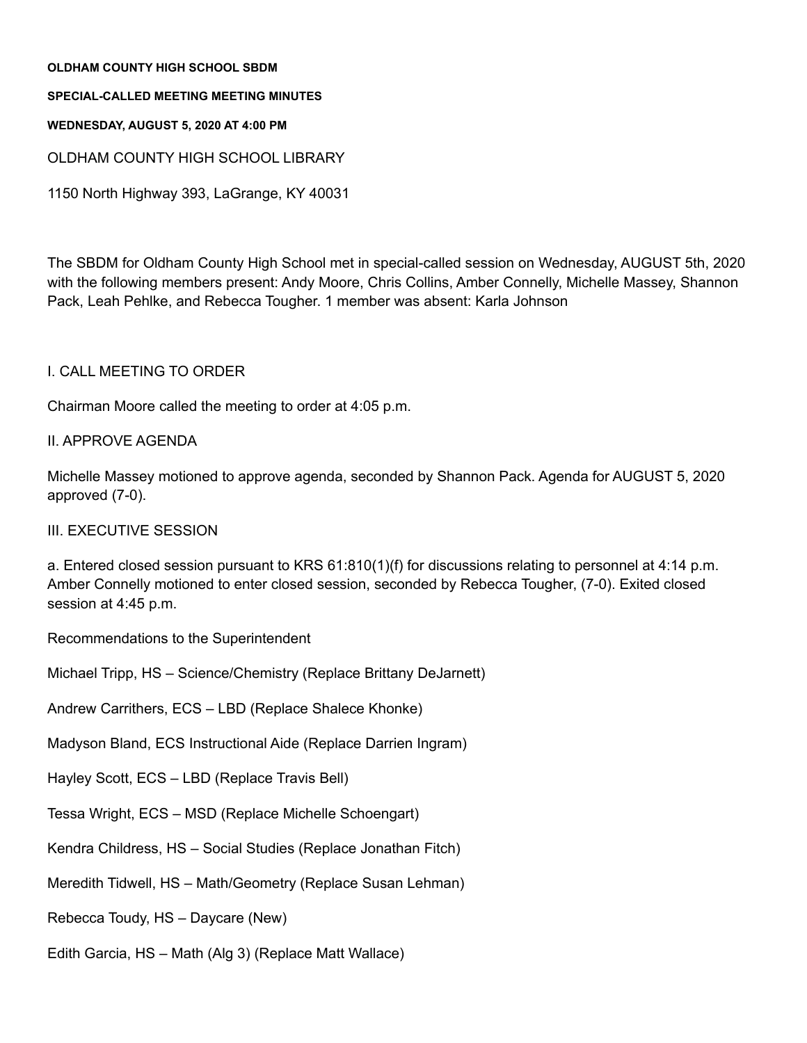**OLDHAM COUNTY HIGH SCHOOL SBDM**

**SPECIAL-CALLED MEETING MEETING MINUTES**

**WEDNESDAY, AUGUST 5, 2020 AT 4:00 PM**

OLDHAM COUNTY HIGH SCHOOL LIBRARY

1150 North Highway 393, LaGrange, KY 40031

The SBDM for Oldham County High School met in special-called session on Wednesday, AUGUST 5th, 2020 with the following members present: Andy Moore, Chris Collins, Amber Connelly, Michelle Massey, Shannon Pack, Leah Pehlke, and Rebecca Tougher. 1 member was absent: Karla Johnson

I. CALL MEETING TO ORDER

Chairman Moore called the meeting to order at 4:05 p.m.

II. APPROVE AGENDA

Michelle Massey motioned to approve agenda, seconded by Shannon Pack. Agenda for AUGUST 5, 2020 approved (7-0).

III. EXECUTIVE SESSION

a. Entered closed session pursuant to KRS 61:810(1)(f) for discussions relating to personnel at 4:14 p.m. Amber Connelly motioned to enter closed session, seconded by Rebecca Tougher, (7-0). Exited closed session at 4:45 p.m.

Recommendations to the Superintendent

Michael Tripp, HS – Science/Chemistry (Replace Brittany DeJarnett)

Andrew Carrithers, ECS – LBD (Replace Shalece Khonke)

Madyson Bland, ECS Instructional Aide (Replace Darrien Ingram)

Hayley Scott, ECS – LBD (Replace Travis Bell)

Tessa Wright, ECS – MSD (Replace Michelle Schoengart)

Kendra Childress, HS – Social Studies (Replace Jonathan Fitch)

Meredith Tidwell, HS – Math/Geometry (Replace Susan Lehman)

Rebecca Toudy, HS – Daycare (New)

Edith Garcia, HS – Math (Alg 3) (Replace Matt Wallace)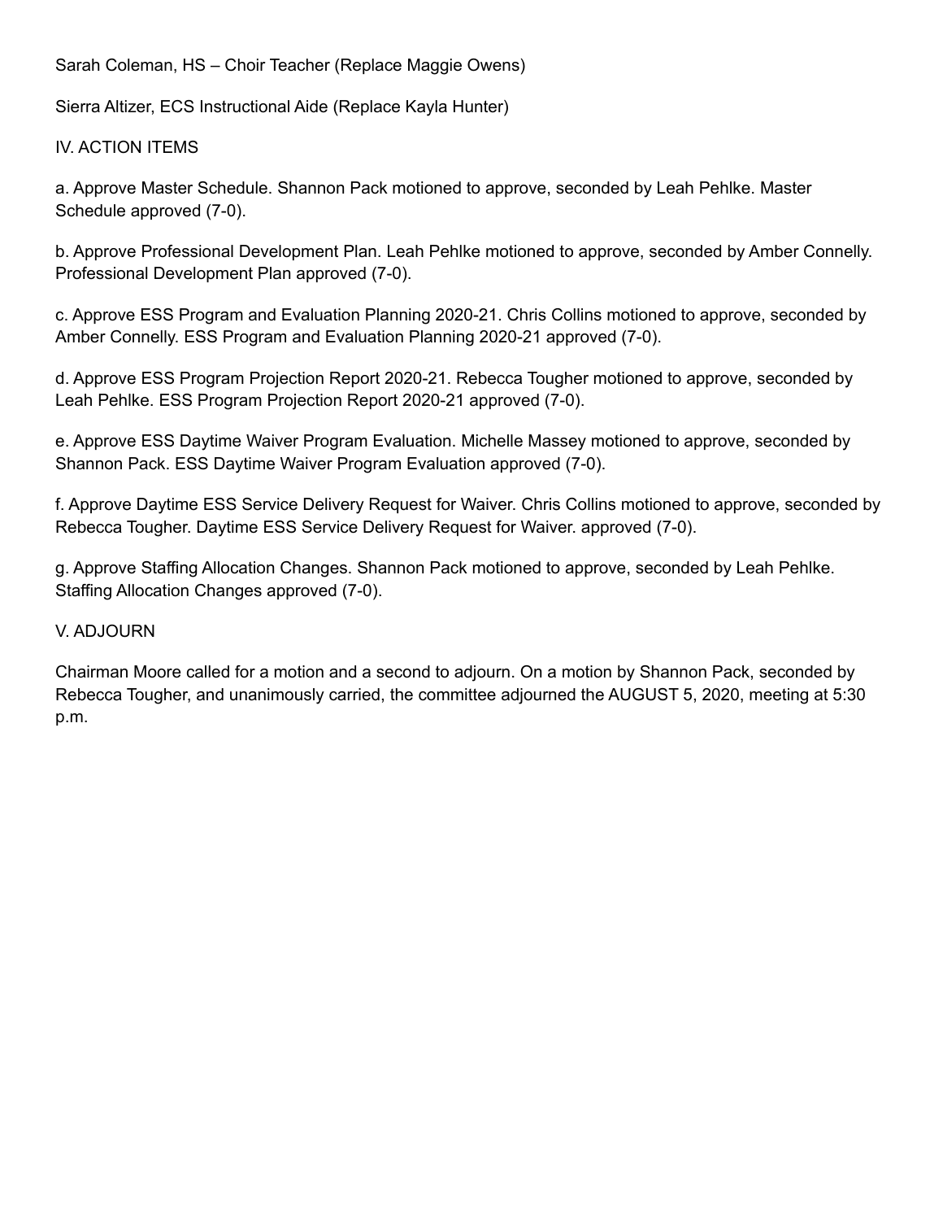Sarah Coleman, HS – Choir Teacher (Replace Maggie Owens)

Sierra Altizer, ECS Instructional Aide (Replace Kayla Hunter)

## IV. ACTION ITEMS

a. Approve Master Schedule. Shannon Pack motioned to approve, seconded by Leah Pehlke. Master Schedule approved (7-0).

b. Approve Professional Development Plan. Leah Pehlke motioned to approve, seconded by Amber Connelly. Professional Development Plan approved (7-0).

c. Approve ESS Program and Evaluation Planning 2020-21. Chris Collins motioned to approve, seconded by Amber Connelly. ESS Program and Evaluation Planning 2020-21 approved (7-0).

d. Approve ESS Program Projection Report 2020-21. Rebecca Tougher motioned to approve, seconded by Leah Pehlke. ESS Program Projection Report 2020-21 approved (7-0).

e. Approve ESS Daytime Waiver Program Evaluation. Michelle Massey motioned to approve, seconded by Shannon Pack. ESS Daytime Waiver Program Evaluation approved (7-0).

f. Approve Daytime ESS Service Delivery Request for Waiver. Chris Collins motioned to approve, seconded by Rebecca Tougher. Daytime ESS Service Delivery Request for Waiver. approved (7-0).

g. Approve Staffing Allocation Changes. Shannon Pack motioned to approve, seconded by Leah Pehlke. Staffing Allocation Changes approved (7-0).

## V. ADJOURN

Chairman Moore called for a motion and a second to adjourn. On a motion by Shannon Pack, seconded by Rebecca Tougher, and unanimously carried, the committee adjourned the AUGUST 5, 2020, meeting at 5:30 p.m.